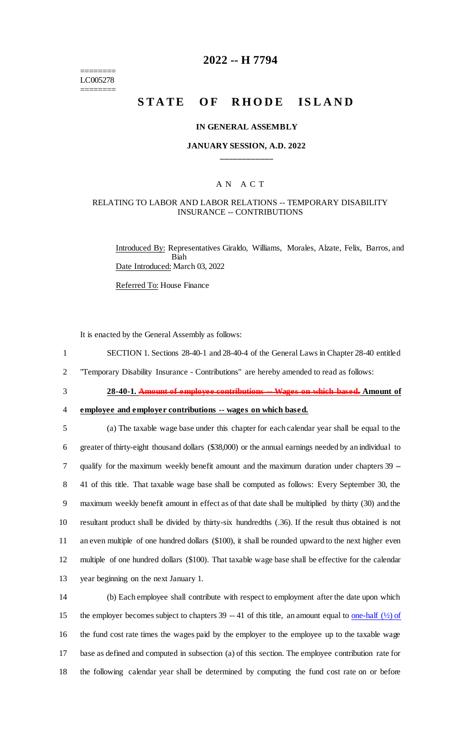========
LC005278
========

# 2022 -- H 7794

# STATE OF RHODE ISLAND

### IN GENERAL ASSEMBLY

### JANUARY SESSION, A.D. 2022

____________

A N A C T

RELATING TO LABOR AND LABOR RELATIONS -- TEMPORARY DISABILITY INSURANCE -- CONTRIBUTIONS

Introduced By: Representatives Giraldo, Williams, Morales, Alzate, Felix, Barros, and Biah

Date Introduced: March 03, 2022

Referred To: House Finance

It is enacted by the General Assembly as follows:

1 SECTION 1. Sections 28-40-1 and 28-40-4 of the General Laws in Chapter 28-40 entitled
2 "Temporary Disability Insurance - Contributions" are hereby amended to read as follows:

3 **28-40-1. ~~Amount of employee contributions -- Wages on which based.~~ Amount of**
4 **employee and employer contributions -- wages on which based.**

5 (a) The taxable wage base under this chapter for each calendar year shall be equal to the
6 greater of thirty-eight thousand dollars ($38,000) or the annual earnings needed by an individual to
7 qualify for the maximum weekly benefit amount and the maximum duration under chapters 39 --
8 41 of this title. That taxable wage base shall be computed as follows: Every September 30, the
9 maximum weekly benefit amount in effect as of that date shall be multiplied by thirty (30) and the
10 resultant product shall be divided by thirty-six hundredths (.36). If the result thus obtained is not
11 an even multiple of one hundred dollars ($100), it shall be rounded upward to the next higher even
12 multiple of one hundred dollars ($100). That taxable wage base shall be effective for the calendar
13 year beginning on the next January 1.

14 (b) Each employee shall contribute with respect to employment after the date upon which
15 the employer becomes subject to chapters 39 -- 41 of this title, an amount equal to <u>one-half (½) of</u>
16 the fund cost rate times the wages paid by the employer to the employee up to the taxable wage
17 base as defined and computed in subsection (a) of this section. The employee contribution rate for
18 the following calendar year shall be determined by computing the fund cost rate on or before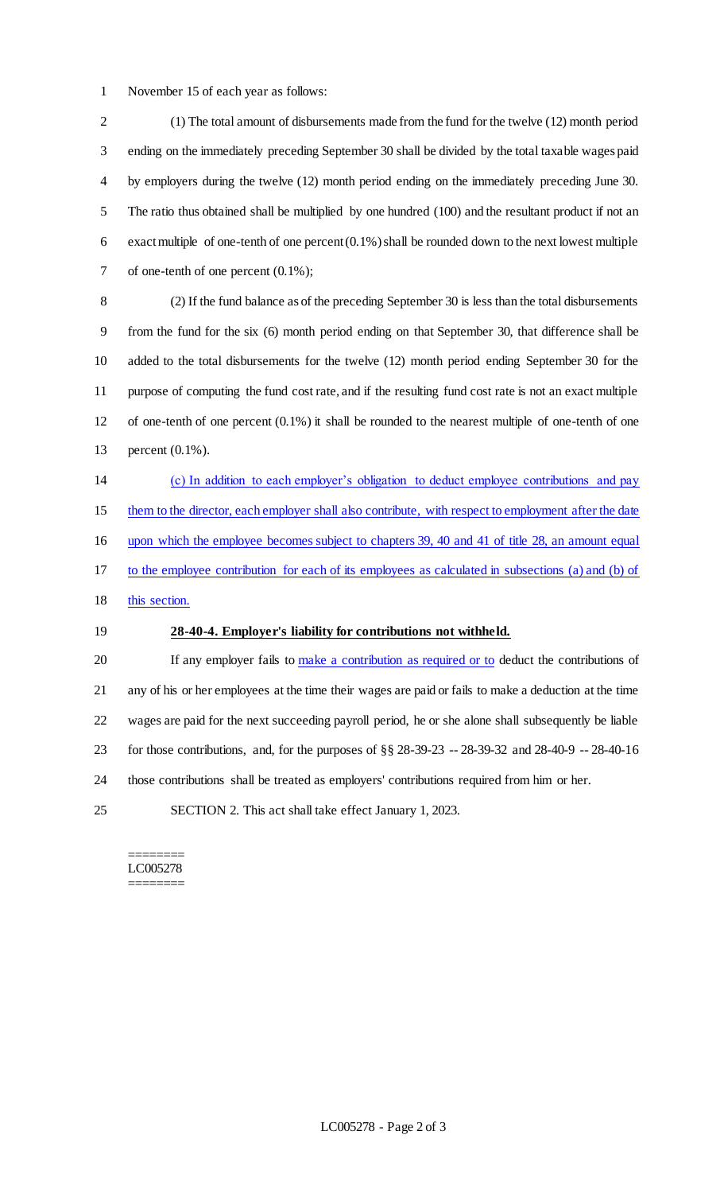November 15 of each year as follows:

(1) The total amount of disbursements made from the fund for the twelve (12) month period ending on the immediately preceding September 30 shall be divided by the total taxable wages paid by employers during the twelve (12) month period ending on the immediately preceding June 30. The ratio thus obtained shall be multiplied by one hundred (100) and the resultant product if not an exact multiple of one-tenth of one percent (0.1%) shall be rounded down to the next lowest multiple of one-tenth of one percent (0.1%);

(2) If the fund balance as of the preceding September 30 is less than the total disbursements from the fund for the six (6) month period ending on that September 30, that difference shall be added to the total disbursements for the twelve (12) month period ending September 30 for the purpose of computing the fund cost rate, and if the resulting fund cost rate is not an exact multiple of one-tenth of one percent (0.1%) it shall be rounded to the nearest multiple of one-tenth of one percent (0.1%).

(c) In addition to each employer's obligation to deduct employee contributions and pay them to the director, each employer shall also contribute, with respect to employment after the date upon which the employee becomes subject to chapters 39, 40 and 41 of title 28, an amount equal to the employee contribution for each of its employees as calculated in subsections (a) and (b) of this section.

**28-40-4. Employer's liability for contributions not withheld.**

If any employer fails to make a contribution as required or to deduct the contributions of any of his or her employees at the time their wages are paid or fails to make a deduction at the time wages are paid for the next succeeding payroll period, he or she alone shall subsequently be liable for those contributions, and, for the purposes of §§ 28-39-23 -- 28-39-32 and 28-40-9 -- 28-40-16 those contributions shall be treated as employers' contributions required from him or her.

SECTION 2. This act shall take effect January 1, 2023.

========
LC005278
========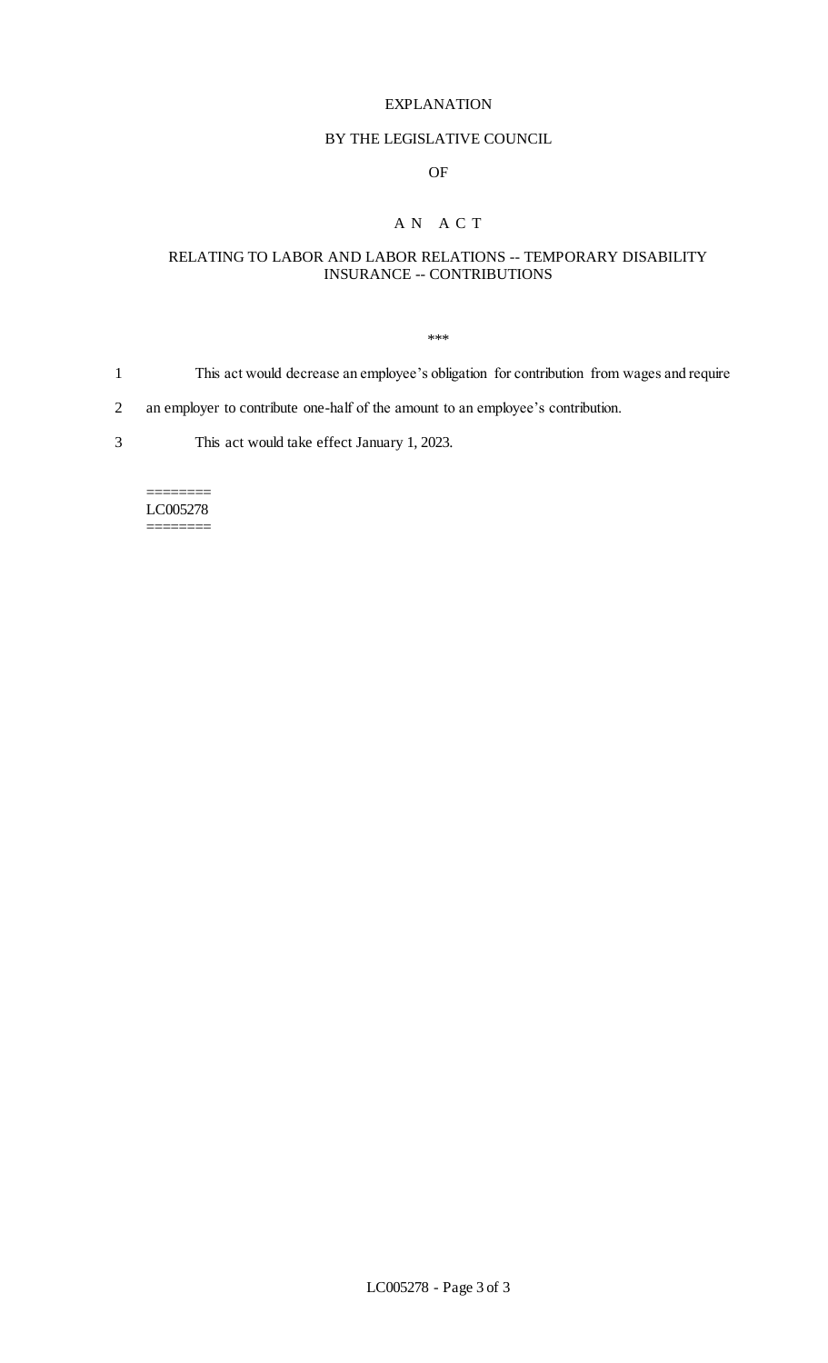EXPLANATION

BY THE LEGISLATIVE COUNCIL

OF

A N A C T

RELATING TO LABOR AND LABOR RELATIONS -- TEMPORARY DISABILITY INSURANCE -- CONTRIBUTIONS

\*\*\*

1 This act would decrease an employee's obligation for contribution from wages and require

2 an employer to contribute one-half of the amount to an employee's contribution.

3 This act would take effect January 1, 2023.

========
LC005278
========